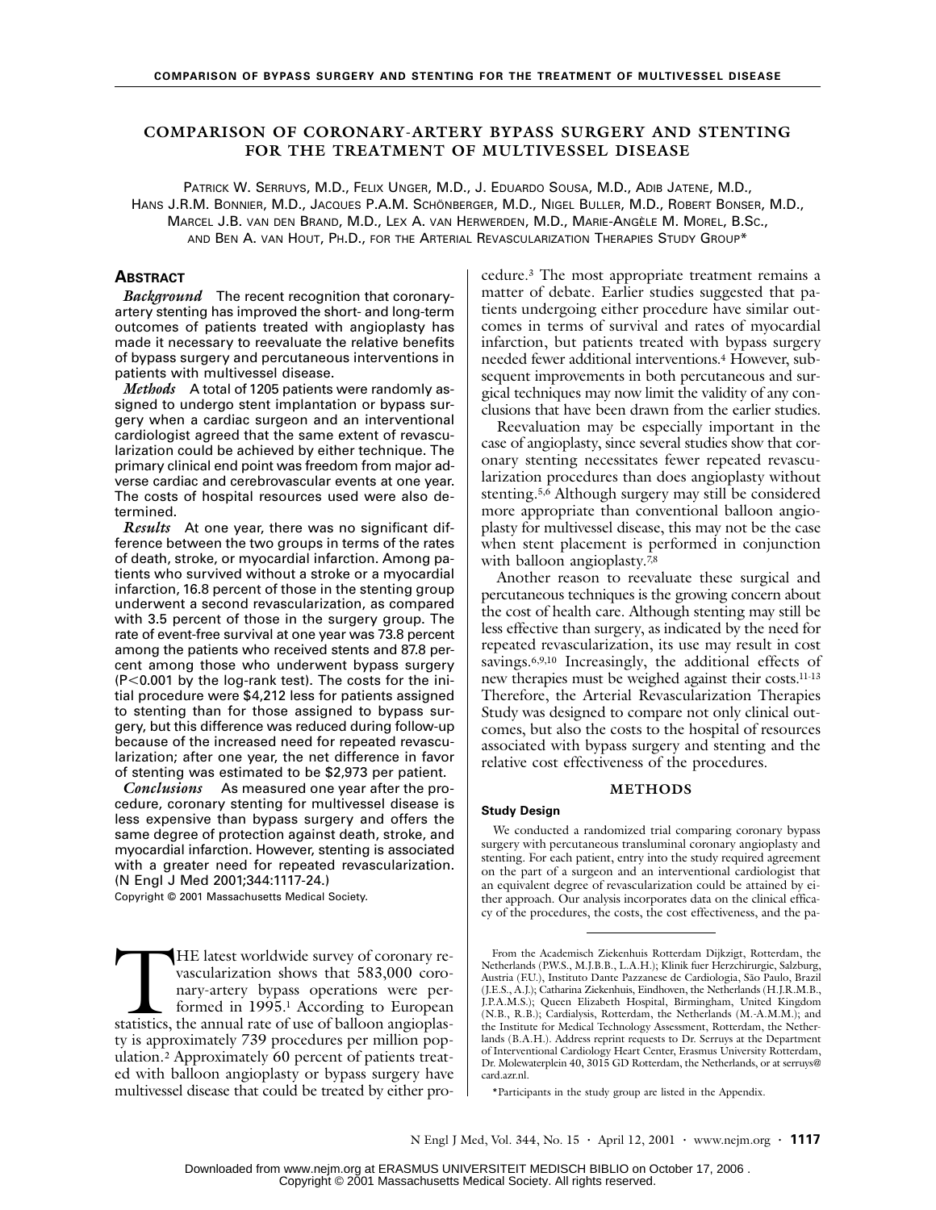# COMPARISON OF CORONARY-ARTERY BYPASS SURGERY AND STENTING FOR THE TREATMENT OF MULTIVESSEL DISEASE

PATRICK W. SERRUYS, M.D., FELIX UNGER, M.D., J. EDUARDO SOUSA, M.D., ADIB JATENE, M.D., HANS J.R.M. BONNIER, M.D., JACQUES P.A.M. SCHÖNBERGER, M.D., NIGEL BULLER, M.D., ROBERT BONSER, M.D., MARCEL J.B. VAN DEN BRAND, M.D., LEX A. VAN HERWERDEN, M.D., MARIE-ANGÈLE M. MOREL, B.SC., AND BEN A. VAN HOUT, PH.D., FOR THE ARTERIAL REVASCULARIZATION THERAPIES STUDY GROUP*

## ABSTRACT

***Background*** The recent recognition that coronary-artery stenting has improved the short- and long-term outcomes of patients treated with angioplasty has made it necessary to reevaluate the relative benefits of bypass surgery and percutaneous interventions in patients with multivessel disease.

***Methods*** A total of 1205 patients were randomly assigned to undergo stent implantation or bypass surgery when a cardiac surgeon and an interventional cardiologist agreed that the same extent of revascularization could be achieved by either technique. The primary clinical end point was freedom from major adverse cardiac and cerebrovascular events at one year. The costs of hospital resources used were also determined.

***Results*** At one year, there was no significant difference between the two groups in terms of the rates of death, stroke, or myocardial infarction. Among patients who survived without a stroke or a myocardial infarction, 16.8 percent of those in the stenting group underwent a second revascularization, as compared with 3.5 percent of those in the surgery group. The rate of event-free survival at one year was 73.8 percent among the patients who received stents and 87.8 percent among those who underwent bypass surgery ($P<0.001$ by the log-rank test). The costs for the initial procedure were $4,212 less for patients assigned to stenting than for those assigned to bypass surgery, but this difference was reduced during follow-up because of the increased need for repeated revascularization; after one year, the net difference in favor of stenting was estimated to be $2,973 per patient.

***Conclusions*** As measured one year after the procedure, coronary stenting for multivessel disease is less expensive than bypass surgery and offers the same degree of protection against death, stroke, and myocardial infarction. However, stenting is associated with a greater need for repeated revascularization. (N Engl J Med 2001;344:1117-24.)

Copyright © 2001 Massachusetts Medical Society.

THE latest worldwide survey of coronary revascularization shows that 583,000 coronary-artery bypass operations were performed in 1995.[1] According to European statistics, the annual rate of use of balloon angioplasty is approximately 739 procedures per million population.[2] Approximately 60 percent of patients treated with balloon angioplasty or bypass surgery have multivessel disease that could be treated by either procedure.[3] The most appropriate treatment remains a matter of debate. Earlier studies suggested that patients undergoing either procedure have similar outcomes in terms of survival and rates of myocardial infarction, but patients treated with bypass surgery needed fewer additional interventions.[4] However, subsequent improvements in both percutaneous and surgical techniques may now limit the validity of any conclusions that have been drawn from the earlier studies.

Reevaluation may be especially important in the case of angioplasty, since several studies show that coronary stenting necessitates fewer repeated revascularization procedures than does angioplasty without stenting.[5,6] Although surgery may still be considered more appropriate than conventional balloon angioplasty for multivessel disease, this may not be the case when stent placement is performed in conjunction with balloon angioplasty.[7,8]

Another reason to reevaluate these surgical and percutaneous techniques is the growing concern about the cost of health care. Although stenting may still be less effective than surgery, as indicated by the need for repeated revascularization, its use may result in cost savings.[6,9,10] Increasingly, the additional effects of new therapies must be weighed against their costs.[11-13] Therefore, the Arterial Revascularization Therapies Study was designed to compare not only clinical outcomes, but also the costs to the hospital of resources associated with bypass surgery and stenting and the relative cost effectiveness of the procedures.

## METHODS

### Study Design

We conducted a randomized trial comparing coronary bypass surgery with percutaneous transluminal coronary angioplasty and stenting. For each patient, entry into the study required agreement on the part of a surgeon and an interventional cardiologist that an equivalent degree of revascularization could be attained by either approach. Our analysis incorporates data on the clinical efficacy of the procedures, the costs, the cost effectiveness, and the pa-

From the Academisch Ziekenhuis Rotterdam Dijkzigt, Rotterdam, the Netherlands (P.W.S., M.J.B.B., L.A.H.); Klinik fuer Herzchirurgie, Salzburg, Austria (F.U.), Instituto Dante Pazzanese de Cardiologia, São Paulo, Brazil (J.E.S., A.J.); Catharina Ziekenhuis, Eindhoven, the Netherlands (H.J.R.M.B., J.P.A.M.S.); Queen Elizabeth Hospital, Birmingham, United Kingdom (N.B., R.B.); Cardialysis, Rotterdam, the Netherlands (M.-A.M.M.); and the Institute for Medical Technology Assessment, Rotterdam, the Netherlands (B.A.H.). Address reprint requests to Dr. Serruys at the Department of Interventional Cardiology Heart Center, Erasmus University Rotterdam, Dr. Molewaterplein 40, 3015 GD Rotterdam, the Netherlands, or at serruys@card.azr.nl.

*Participants in the study group are listed in the Appendix.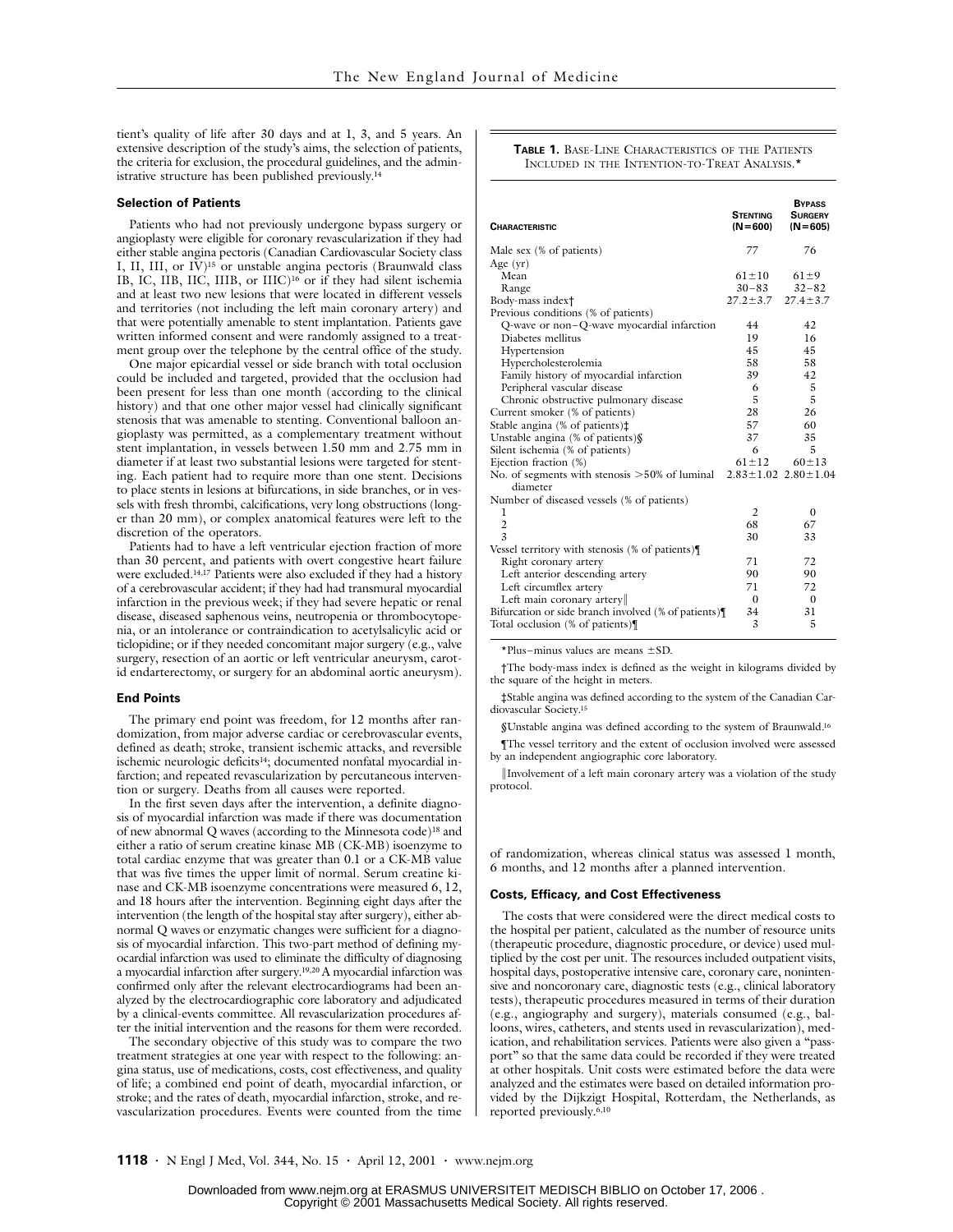tient's quality of life after 30 days and at 1, 3, and 5 years. An extensive description of the study's aims, the selection of patients, the criteria for exclusion, the procedural guidelines, and the administrative structure has been published previously.[14]

### Selection of Patients

Patients who had not previously undergone bypass surgery or angioplasty were eligible for coronary revascularization if they had either stable angina pectoris (Canadian Cardiovascular Society class I, II, III, or IV)[15] or unstable angina pectoris (Braunwald class IB, IC, IIB, IIC, IIIB, or IIIC)[16] or if they had silent ischemia and at least two new lesions that were located in different vessels and territories (not including the left main coronary artery) and that were potentially amenable to stent implantation. Patients gave written informed consent and were randomly assigned to a treatment group over the telephone by the central office of the study.

One major epicardial vessel or side branch with total occlusion could be included and targeted, provided that the occlusion had been present for less than one month (according to the clinical history) and that one other major vessel had clinically significant stenosis that was amenable to stenting. Conventional balloon angioplasty was permitted, as a complementary treatment without stent implantation, in vessels between 1.50 mm and 2.75 mm in diameter if at least two substantial lesions were targeted for stenting. Each patient had to require more than one stent. Decisions to place stents in lesions at bifurcations, in side branches, or in vessels with fresh thrombi, calcifications, very long obstructions (longer than 20 mm), or complex anatomical features were left to the discretion of the operators.

Patients had to have a left ventricular ejection fraction of more than 30 percent, and patients with overt congestive heart failure were excluded.[14,17] Patients were also excluded if they had a history of a cerebrovascular accident; if they had had transmural myocardial infarction in the previous week; if they had severe hepatic or renal disease, diseased saphenous veins, neutropenia or thrombocytopenia, or an intolerance or contraindication to acetylsalicylic acid or ticlopidine; or if they needed concomitant major surgery (e.g., valve surgery, resection of an aortic or left ventricular aneurysm, carotid endarterectomy, or surgery for an abdominal aortic aneurysm).

### End Points

The primary end point was freedom, for 12 months after randomization, from major adverse cardiac or cerebrovascular events, defined as death; stroke, transient ischemic attacks, and reversible ischemic neurologic deficits[14]; documented nonfatal myocardial infarction; and repeated revascularization by percutaneous intervention or surgery. Deaths from all causes were reported.

In the first seven days after the intervention, a definite diagnosis of myocardial infarction was made if there was documentation of new abnormal Q waves (according to the Minnesota code)[18] and either a ratio of serum creatine kinase MB (CK-MB) isoenzyme to total cardiac enzyme that was greater than 0.1 or a CK-MB value that was five times the upper limit of normal. Serum creatine kinase and CK-MB isoenzyme concentrations were measured 6, 12, and 18 hours after the intervention. Beginning eight days after the intervention (the length of the hospital stay after surgery), either abnormal Q waves or enzymatic changes were sufficient for a diagnosis of myocardial infarction. This two-part method of defining myocardial infarction was used to eliminate the difficulty of diagnosing a myocardial infarction after surgery.[19,20] A myocardial infarction was confirmed only after the relevant electrocardiograms had been analyzed by the electrocardiographic core laboratory and adjudicated by a clinical-events committee. All revascularization procedures after the initial intervention and the reasons for them were recorded.

The secondary objective of this study was to compare the two treatment strategies at one year with respect to the following: angina status, use of medications, costs, cost effectiveness, and quality of life; a combined end point of death, myocardial infarction, or stroke; and the rates of death, myocardial infarction, stroke, and revascularization procedures. Events were counted from the time of randomization, whereas clinical status was assessed 1 month, 6 months, and 12 months after a planned intervention.

**Table 1.** Base-Line Characteristics of the Patients Included in the Intention-to-Treat Analysis.*

| Characteristic | Stenting (N=600) | Bypass Surgery (N=605) |
|---|---|---|
| Male sex (% of patients) | 77 | 76 |
| Age (yr) | | |
| Mean | 61±10 | 61±9 |
| Range | 30–83 | 32–82 |
| Body-mass index† | 27.2±3.7 | 27.4±3.7 |
| Previous conditions (% of patients) | | |
| Q-wave or non–Q-wave myocardial infarction | 44 | 42 |
| Diabetes mellitus | 19 | 16 |
| Hypertension | 45 | 45 |
| Hypercholesterolemia | 58 | 58 |
| Family history of myocardial infarction | 39 | 42 |
| Peripheral vascular disease | 6 | 5 |
| Chronic obstructive pulmonary disease | 5 | 5 |
| Current smoker (% of patients) | 28 | 26 |
| Stable angina (% of patients)‡ | 57 | 60 |
| Unstable angina (% of patients)§ | 37 | 35 |
| Silent ischemia (% of patients) | 6 | 5 |
| Ejection fraction (%) | 61±12 | 60±13 |
| No. of segments with stenosis >50% of luminal diameter | 2.83±1.02 | 2.80±1.04 |
| Number of diseased vessels (% of patients) | | |
| 1 | 2 | 0 |
| 2 | 68 | 67 |
| 3 | 30 | 33 |
| Vessel territory with stenosis (% of patients)¶ | | |
| Right coronary artery | 71 | 72 |
| Left anterior descending artery | 90 | 90 |
| Left circumflex artery | 71 | 72 |
| Left main coronary artery‖ | 0 | 0 |
| Bifurcation or side branch involved (% of patients)¶ | 34 | 31 |
| Total occlusion (% of patients)¶ | 3 | 5 |

*Plus–minus values are means ±SD.

†The body-mass index is defined as the weight in kilograms divided by the square of the height in meters.

‡Stable angina was defined according to the system of the Canadian Cardiovascular Society.[15]

§Unstable angina was defined according to the system of Braunwald.[16]

¶The vessel territory and the extent of occlusion involved were assessed by an independent angiographic core laboratory.

‖Involvement of a left main coronary artery was a violation of the study protocol.

### Costs, Efficacy, and Cost Effectiveness

The costs that were considered were the direct medical costs to the hospital per patient, calculated as the number of resource units (therapeutic procedure, diagnostic procedure, or device) used multiplied by the cost per unit. The resources included outpatient visits, hospital days, postoperative intensive care, coronary care, nonintensive and noncoronary care, diagnostic tests (e.g., clinical laboratory tests), therapeutic procedures measured in terms of their duration (e.g., angiography and surgery), materials consumed (e.g., balloons, wires, catheters, and stents used in revascularization), medication, and rehabilitation services. Patients were also given a "passport" so that the same data could be recorded if they were treated at other hospitals. Unit costs were estimated before the data were analyzed and the estimates were based on detailed information provided by the Dijkzigt Hospital, Rotterdam, the Netherlands, as reported previously.[6,10]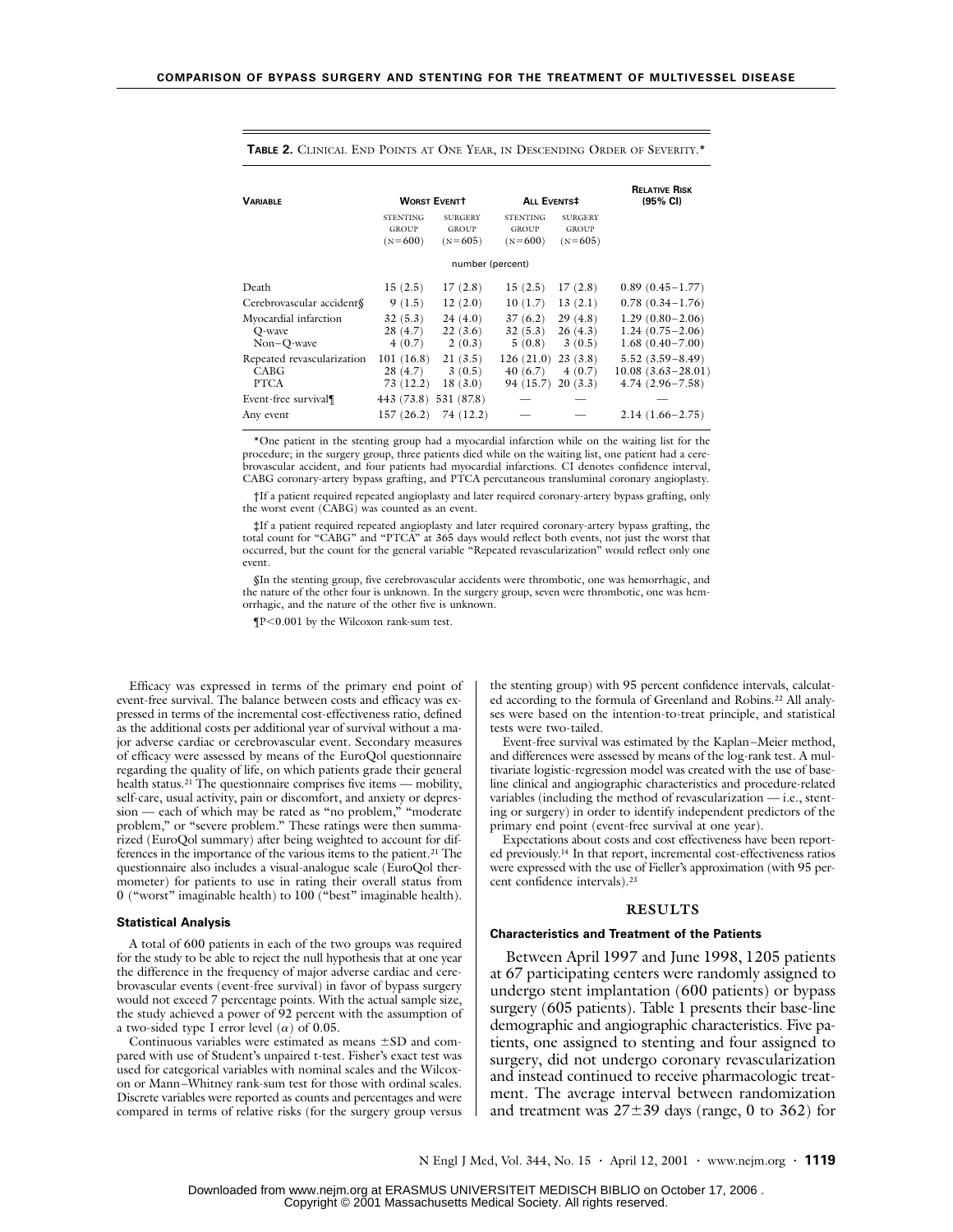**TABLE 2.** CLINICAL END POINTS AT ONE YEAR, IN DESCENDING ORDER OF SEVERITY.*

| VARIABLE | WORST EVENT† | | ALL EVENTS‡ | | RELATIVE RISK (95% CI) |
|---|---|---|---|---|---|
| | STENTING GROUP (N=600) | SURGERY GROUP (N=605) | STENTING GROUP (N=600) | SURGERY GROUP (N=605) | |
| | number (percent) | | | | |
| Death | 15 (2.5) | 17 (2.8) | 15 (2.5) | 17 (2.8) | 0.89 (0.45–1.77) |
| Cerebrovascular accident§ | 9 (1.5) | 12 (2.0) | 10 (1.7) | 13 (2.1) | 0.78 (0.34–1.76) |
| Myocardial infarction | 32 (5.3) | 24 (4.0) | 37 (6.2) | 29 (4.8) | 1.29 (0.80–2.06) |
| Q-wave | 28 (4.7) | 22 (3.6) | 32 (5.3) | 26 (4.3) | 1.24 (0.75–2.06) |
| Non–Q-wave | 4 (0.7) | 2 (0.3) | 5 (0.8) | 3 (0.5) | 1.68 (0.40–7.00) |
| Repeated revascularization | 101 (16.8) | 21 (3.5) | 126 (21.0) | 23 (3.8) | 5.52 (3.59–8.49) |
| CABG | 28 (4.7) | 3 (0.5) | 40 (6.7) | 4 (0.7) | 10.08 (3.63–28.01) |
| PTCA | 73 (12.2) | 18 (3.0) | 94 (15.7) | 20 (3.3) | 4.74 (2.96–7.58) |
| Event-free survival¶ | 443 (73.8) | 531 (87.8) | — | — | — |
| Any event | 157 (26.2) | 74 (12.2) | — | — | 2.14 (1.66–2.75) |

*One patient in the stenting group had a myocardial infarction while on the waiting list for the procedure; in the surgery group, three patients died while on the waiting list, one patient had a cerebrovascular accident, and four patients had myocardial infarctions. CI denotes confidence interval, CABG coronary-artery bypass grafting, and PTCA percutaneous transluminal coronary angioplasty.

†If a patient required repeated angioplasty and later required coronary-artery bypass grafting, only the worst event (CABG) was counted as an event.

‡If a patient required repeated angioplasty and later required coronary-artery bypass grafting, the total count for "CABG" and "PTCA" at 365 days would reflect both events, not just the worst that occurred, but the count for the general variable "Repeated revascularization" would reflect only one event.

§In the stenting group, five cerebrovascular accidents were thrombotic, one was hemorrhagic, and the nature of the other four is unknown. In the surgery group, seven were thrombotic, one was hemorrhagic, and the nature of the other five is unknown.

¶$P<0.001$ by the Wilcoxon rank-sum test.

Efficacy was expressed in terms of the primary end point of event-free survival. The balance between costs and efficacy was expressed in terms of the incremental cost-effectiveness ratio, defined as the additional costs per additional year of survival without a major adverse cardiac or cerebrovascular event. Secondary measures of efficacy were assessed by means of the EuroQol questionnaire regarding the quality of life, on which patients grade their general health status.[21] The questionnaire comprises five items — mobility, self-care, usual activity, pain or discomfort, and anxiety or depression — each of which may be rated as "no problem," "moderate problem," or "severe problem." These ratings were then summarized (EuroQol summary) after being weighted to account for differences in the importance of the various items to the patient.[21] The questionnaire also includes a visual-analogue scale (EuroQol thermometer) for patients to use in rating their overall status from 0 ("worst" imaginable health) to 100 ("best" imaginable health).

### Statistical Analysis

A total of 600 patients in each of the two groups was required for the study to be able to reject the null hypothesis that at one year the difference in the frequency of major adverse cardiac and cerebrovascular events (event-free survival) in favor of bypass surgery would not exceed 7 percentage points. With the actual sample size, the study achieved a power of 92 percent with the assumption of a two-sided type I error level ($\alpha$) of 0.05.

Continuous variables were estimated as means $\pm$SD and compared with use of Student's unpaired t-test. Fisher's exact test was used for categorical variables with nominal scales and the Wilcoxon or Mann–Whitney rank-sum test for those with ordinal scales. Discrete variables were reported as counts and percentages and were compared in terms of relative risks (for the surgery group versus the stenting group) with 95 percent confidence intervals, calculated according to the formula of Greenland and Robins.[22] All analyses were based on the intention-to-treat principle, and statistical tests were two-tailed.

Event-free survival was estimated by the Kaplan–Meier method, and differences were assessed by means of the log-rank test. A multivariate logistic-regression model was created with the use of base-line clinical and angiographic characteristics and procedure-related variables (including the method of revascularization — i.e., stenting or surgery) in order to identify independent predictors of the primary end point (event-free survival at one year).

Expectations about costs and cost effectiveness have been reported previously.[14] In that report, incremental cost-effectiveness ratios were expressed with the use of Fieller's approximation (with 95 percent confidence intervals).[23]

## RESULTS

### Characteristics and Treatment of the Patients

Between April 1997 and June 1998, 1205 patients at 67 participating centers were randomly assigned to undergo stent implantation (600 patients) or bypass surgery (605 patients). Table 1 presents their base-line demographic and angiographic characteristics. Five patients, one assigned to stenting and four assigned to surgery, did not undergo coronary revascularization and instead continued to receive pharmacologic treatment. The average interval between randomization and treatment was 27$\pm$39 days (range, 0 to 362) for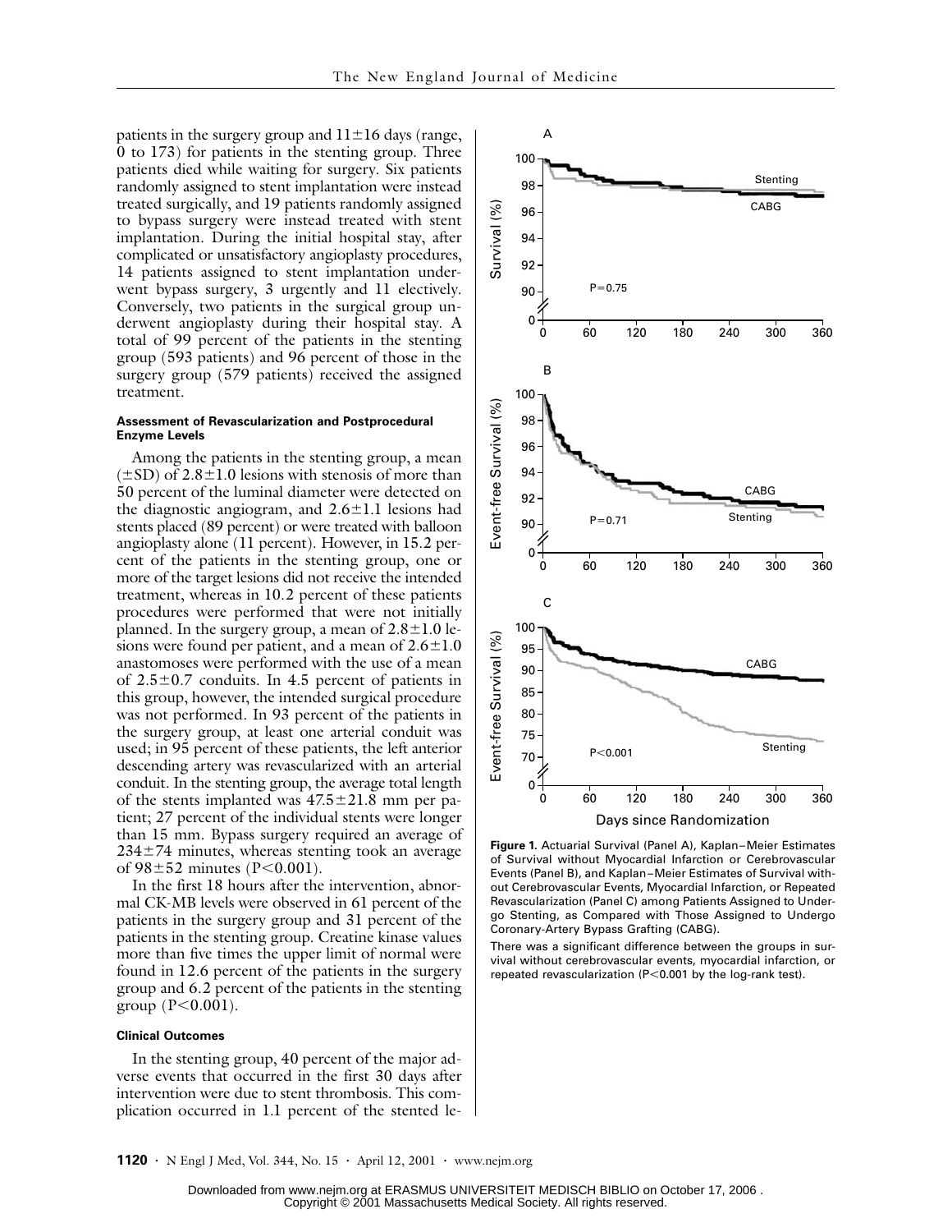patients in the surgery group and 11±16 days (range, 0 to 173) for patients in the stenting group. Three patients died while waiting for surgery. Six patients randomly assigned to stent implantation were instead treated surgically, and 19 patients randomly assigned to bypass surgery were instead treated with stent implantation. During the initial hospital stay, after complicated or unsatisfactory angioplasty procedures, 14 patients assigned to stent implantation underwent bypass surgery, 3 urgently and 11 electively. Conversely, two patients in the surgical group underwent angioplasty during their hospital stay. A total of 99 percent of the patients in the stenting group (593 patients) and 96 percent of those in the surgery group (579 patients) received the assigned treatment.

#### Assessment of Revascularization and Postprocedural Enzyme Levels

Among the patients in the stenting group, a mean (±SD) of 2.8±1.0 lesions with stenosis of more than 50 percent of the luminal diameter were detected on the diagnostic angiogram, and 2.6±1.1 lesions had stents placed (89 percent) or were treated with balloon angioplasty alone (11 percent). However, in 15.2 percent of the patients in the stenting group, one or more of the target lesions did not receive the intended treatment, whereas in 10.2 percent of these patients procedures were performed that were not initially planned. In the surgery group, a mean of 2.8±1.0 lesions were found per patient, and a mean of 2.6±1.0 anastomoses were performed with the use of a mean of 2.5±0.7 conduits. In 4.5 percent of patients in this group, however, the intended surgical procedure was not performed. In 93 percent of the patients in the surgery group, at least one arterial conduit was used; in 95 percent of these patients, the left anterior descending artery was revascularized with an arterial conduit. In the stenting group, the average total length of the stents implanted was 47.5±21.8 mm per patient; 27 percent of the individual stents were longer than 15 mm. Bypass surgery required an average of 234±74 minutes, whereas stenting took an average of 98±52 minutes ($P<0.001$).

In the first 18 hours after the intervention, abnormal CK-MB levels were observed in 61 percent of the patients in the surgery group and 31 percent of the patients in the stenting group. Creatine kinase values more than five times the upper limit of normal were found in 12.6 percent of the patients in the surgery group and 6.2 percent of the patients in the stenting group ($P<0.001$).

#### Clinical Outcomes

In the stenting group, 40 percent of the major adverse events that occurred in the first 30 days after intervention were due to stent thrombosis. This complication occurred in 1.1 percent of the stented le-

**Figure 1.** Actuarial Survival (Panel A), Kaplan–Meier Estimates of Survival without Myocardial Infarction or Cerebrovascular Events (Panel B), and Kaplan–Meier Estimates of Survival without Cerebrovascular Events, Myocardial Infarction, or Repeated Revascularization (Panel C) among Patients Assigned to Undergo Stenting, as Compared with Those Assigned to Undergo Coronary-Artery Bypass Grafting (CABG).

There was a significant difference between the groups in survival without cerebrovascular events, myocardial infarction, or repeated revascularization ($P<0.001$ by the log-rank test).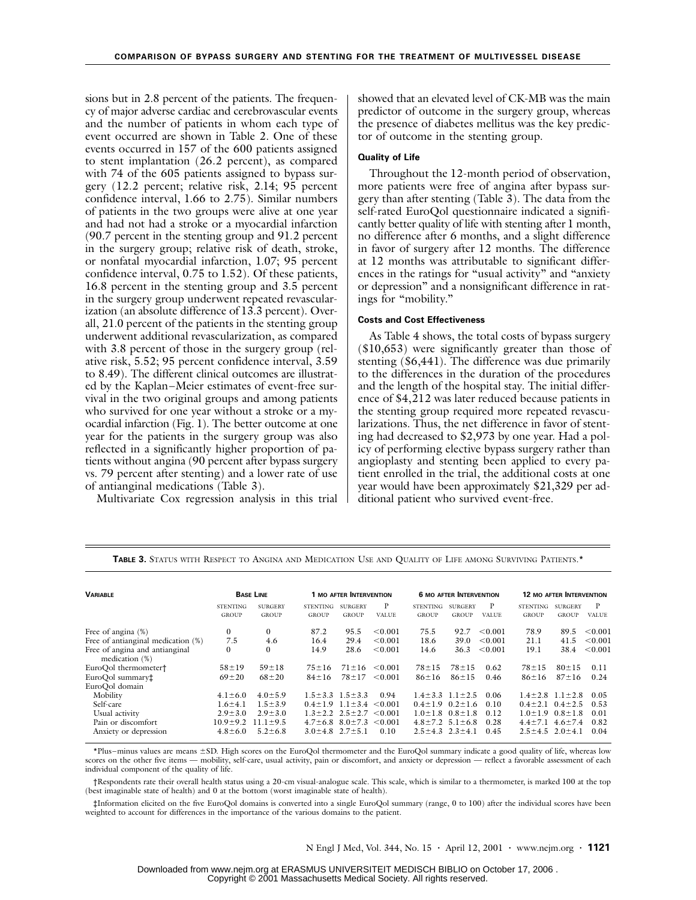sions but in 2.8 percent of the patients. The frequency of major adverse cardiac and cerebrovascular events and the number of patients in whom each type of event occurred are shown in Table 2. One of these events occurred in 157 of the 600 patients assigned to stent implantation (26.2 percent), as compared with 74 of the 605 patients assigned to bypass surgery (12.2 percent; relative risk, 2.14; 95 percent confidence interval, 1.66 to 2.75). Similar numbers of patients in the two groups were alive at one year and had not had a stroke or a myocardial infarction (90.7 percent in the stenting group and 91.2 percent in the surgery group; relative risk of death, stroke, or nonfatal myocardial infarction, 1.07; 95 percent confidence interval, 0.75 to 1.52). Of these patients, 16.8 percent in the stenting group and 3.5 percent in the surgery group underwent repeated revascularization (an absolute difference of 13.3 percent). Overall, 21.0 percent of the patients in the stenting group underwent additional revascularization, as compared with 3.8 percent of those in the surgery group (relative risk, 5.52; 95 percent confidence interval, 3.59 to 8.49). The different clinical outcomes are illustrated by the Kaplan–Meier estimates of event-free survival in the two original groups and among patients who survived for one year without a stroke or a myocardial infarction (Fig. 1). The better outcome at one year for the patients in the surgery group was also reflected in a significantly higher proportion of patients without angina (90 percent after bypass surgery vs. 79 percent after stenting) and a lower rate of use of antianginal medications (Table 3).

Multivariate Cox regression analysis in this trial showed that an elevated level of CK-MB was the main predictor of outcome in the surgery group, whereas the presence of diabetes mellitus was the key predictor of outcome in the stenting group.

#### Quality of Life

Throughout the 12-month period of observation, more patients were free of angina after bypass surgery than after stenting (Table 3). The data from the self-rated EuroQol questionnaire indicated a significantly better quality of life with stenting after 1 month, no difference after 6 months, and a slight difference in favor of surgery after 12 months. The difference at 12 months was attributable to significant differences in the ratings for "usual activity" and "anxiety or depression" and a nonsignificant difference in ratings for "mobility."

#### Costs and Cost Effectiveness

As Table 4 shows, the total costs of bypass surgery ($10,653) were significantly greater than those of stenting ($6,441). The difference was due primarily to the differences in the duration of the procedures and the length of the hospital stay. The initial difference of $4,212 was later reduced because patients in the stenting group required more repeated revascularizations. Thus, the net difference in favor of stenting had decreased to $2,973 by one year. Had a policy of performing elective bypass surgery rather than angioplasty and stenting been applied to every patient enrolled in the trial, the additional costs at one year would have been approximately $21,329 per additional patient who survived event-free.

**TABLE 3.** Status with Respect to Angina and Medication Use and Quality of Life among Surviving Patients.*

| Variable | Base Line | | 1 mo after Intervention | | | 6 mo after Intervention | | | 12 mo after Intervention | | |
|---|---|---|---|---|---|---|---|---|---|---|---|
| | Stenting Group | Surgery Group | Stenting Group | Surgery Group | P Value | Stenting Group | Surgery Group | P Value | Stenting Group | Surgery Group | P Value |
| Free of angina (%) | 0 | 0 | 87.2 | 95.5 | <0.001 | 75.5 | 92.7 | <0.001 | 78.9 | 89.5 | <0.001 |
| Free of antianginal medication (%) | 7.5 | 4.6 | 16.4 | 29.4 | <0.001 | 18.6 | 39.0 | <0.001 | 21.1 | 41.5 | <0.001 |
| Free of angina and antianginal medication (%) | 0 | 0 | 14.9 | 28.6 | <0.001 | 14.6 | 36.3 | <0.001 | 19.1 | 38.4 | <0.001 |
| EuroQol thermometer† | 58±19 | 59±18 | 75±16 | 71±16 | <0.001 | 78±15 | 78±15 | 0.62 | 78±15 | 80±15 | 0.11 |
| EuroQol summary‡ | 69±20 | 68±20 | 84±16 | 78±17 | <0.001 | 86±16 | 86±15 | 0.46 | 86±16 | 87±16 | 0.24 |
| EuroQol domain | | | | | | | | | | | |
| Mobility | 4.1±6.0 | 4.0±5.9 | 1.5±3.3 | 1.5±3.3 | 0.94 | 1.4±3.3 | 1.1±2.5 | 0.06 | 1.4±2.8 | 1.1±2.8 | 0.05 |
| Self-care | 1.6±4.1 | 1.5±3.9 | 0.4±1.9 | 1.1±3.4 | <0.001 | 0.4±1.9 | 0.2±1.6 | 0.10 | 0.4±2.1 | 0.4±2.5 | 0.53 |
| Usual activity | 2.9±3.0 | 2.9±3.0 | 1.3±2.2 | 2.5±2.7 | <0.001 | 1.0±1.8 | 0.8±1.8 | 0.12 | 1.0±1.9 | 0.8±1.8 | 0.01 |
| Pain or discomfort | 10.9±9.2 | 11.1±9.5 | 4.7±6.8 | 8.0±7.3 | <0.001 | 4.8±7.2 | 5.1±6.8 | 0.28 | 4.4±7.1 | 4.6±7.4 | 0.82 |
| Anxiety or depression | 4.8±6.0 | 5.2±6.8 | 3.0±4.8 | 2.7±5.1 | 0.10 | 2.5±4.3 | 2.3±4.1 | 0.45 | 2.5±4.5 | 2.0±4.1 | 0.04 |

*Plus–minus values are means ±SD. High scores on the EuroQol thermometer and the EuroQol summary indicate a good quality of life, whereas low scores on the other five items — mobility, self-care, usual activity, pain or discomfort, and anxiety or depression — reflect a favorable assessment of each individual component of the quality of life.

†Respondents rate their overall health status using a 20-cm visual-analogue scale. This scale, which is similar to a thermometer, is marked 100 at the top (best imaginable state of health) and 0 at the bottom (worst imaginable state of health).

‡Information elicited on the five EuroQol domains is converted into a single EuroQol summary (range, 0 to 100) after the individual scores have been weighted to account for differences in the importance of the various domains to the patient.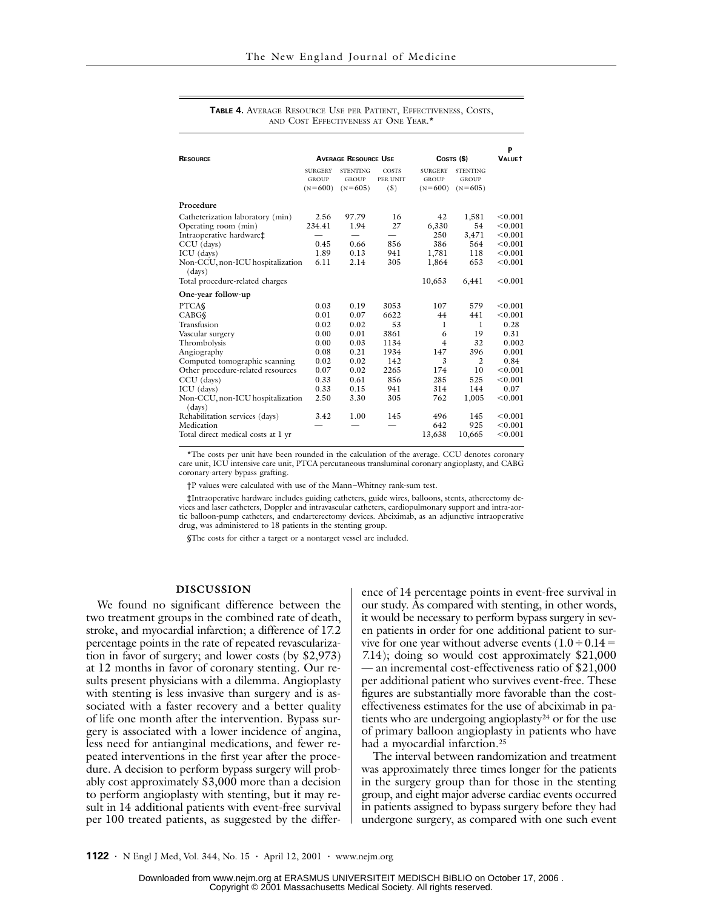**TABLE 4.** AVERAGE RESOURCE USE PER PATIENT, EFFECTIVENESS, COSTS, AND COST EFFECTIVENESS AT ONE YEAR.*

| RESOURCE | AVERAGE RESOURCE USE | | | COSTS ($) | | P VALUE† |
|---|---|---|---|---|---|---|
| | SURGERY GROUP (N=600) | STENTING GROUP (N=605) | COSTS PER UNIT ($) | SURGERY GROUP (N=600) | STENTING GROUP (N=605) | |
| **Procedure** | | | | | | |
| Catheterization laboratory (min) | 2.56 | 97.79 | 16 | 42 | 1,581 | <0.001 |
| Operating room (min) | 234.41 | 1.94 | 27 | 6,330 | 54 | <0.001 |
| Intraoperative hardware‡ | — | — | — | 250 | 3,471 | <0.001 |
| CCU (days) | 0.45 | 0.66 | 856 | 386 | 564 | <0.001 |
| ICU (days) | 1.89 | 0.13 | 941 | 1,781 | 118 | <0.001 |
| Non-CCU, non-ICU hospitalization (days) | 6.11 | 2.14 | 305 | 1,864 | 653 | <0.001 |
| Total procedure-related charges | | | | 10,653 | 6,441 | <0.001 |
| **One-year follow-up** | | | | | | |
| PTCA§ | 0.03 | 0.19 | 3053 | 107 | 579 | <0.001 |
| CABG§ | 0.01 | 0.07 | 6622 | 44 | 441 | <0.001 |
| Transfusion | 0.02 | 0.02 | 53 | 1 | 1 | 0.28 |
| Vascular surgery | 0.00 | 0.01 | 3861 | 6 | 19 | 0.31 |
| Thrombolysis | 0.00 | 0.03 | 1134 | 4 | 32 | 0.002 |
| Angiography | 0.08 | 0.21 | 1934 | 147 | 396 | 0.001 |
| Computed tomographic scanning | 0.02 | 0.02 | 142 | 3 | 2 | 0.84 |
| Other procedure-related resources | 0.07 | 0.02 | 2265 | 174 | 10 | <0.001 |
| CCU (days) | 0.33 | 0.61 | 856 | 285 | 525 | <0.001 |
| ICU (days) | 0.33 | 0.15 | 941 | 314 | 144 | 0.07 |
| Non-CCU, non-ICU hospitalization (days) | 2.50 | 3.30 | 305 | 762 | 1,005 | <0.001 |
| Rehabilitation services (days) | 3.42 | 1.00 | 145 | 496 | 145 | <0.001 |
| Medication | — | — | — | 642 | 925 | <0.001 |
| Total direct medical costs at 1 yr | | | | 13,638 | 10,665 | <0.001 |

*The costs per unit have been rounded in the calculation of the average. CCU denotes coronary care unit, ICU intensive care unit, PTCA percutaneous transluminal coronary angioplasty, and CABG coronary-artery bypass grafting.

†P values were calculated with use of the Mann–Whitney rank-sum test.

‡Intraoperative hardware includes guiding catheters, guide wires, balloons, stents, atherectomy devices and laser catheters, Doppler and intravascular catheters, cardiopulmonary support and intra-aortic balloon-pump catheters, and endarterectomy devices. Abciximab, as an adjunctive intraoperative drug, was administered to 18 patients in the stenting group.

§The costs for either a target or a nontarget vessel are included.

## DISCUSSION

We found no significant difference between the two treatment groups in the combined rate of death, stroke, and myocardial infarction; a difference of 17.2 percentage points in the rate of repeated revascularization in favor of surgery; and lower costs (by $2,973) at 12 months in favor of coronary stenting. Our results present physicians with a dilemma. Angioplasty with stenting is less invasive than surgery and is associated with a faster recovery and a better quality of life one month after the intervention. Bypass surgery is associated with a lower incidence of angina, less need for antianginal medications, and fewer repeated interventions in the first year after the procedure. A decision to perform bypass surgery will probably cost approximately $3,000 more than a decision to perform angioplasty with stenting, but it may result in 14 additional patients with event-free survival per 100 treated patients, as suggested by the difference of 14 percentage points in event-free survival in our study. As compared with stenting, in other words, it would be necessary to perform bypass surgery in seven patients in order for one additional patient to survive for one year without adverse events ($1.0 \div 0.14 = 7.14$); doing so would cost approximately $21,000 — an incremental cost-effectiveness ratio of $21,000 per additional patient who survives event-free. These figures are substantially more favorable than the cost-effectiveness estimates for the use of abciximab in patients who are undergoing angioplasty[24] or for the use of primary balloon angioplasty in patients who have had a myocardial infarction.[25]

The interval between randomization and treatment was approximately three times longer for the patients in the surgery group than for those in the stenting group, and eight major adverse cardiac events occurred in patients assigned to bypass surgery before they had undergone surgery, as compared with one such event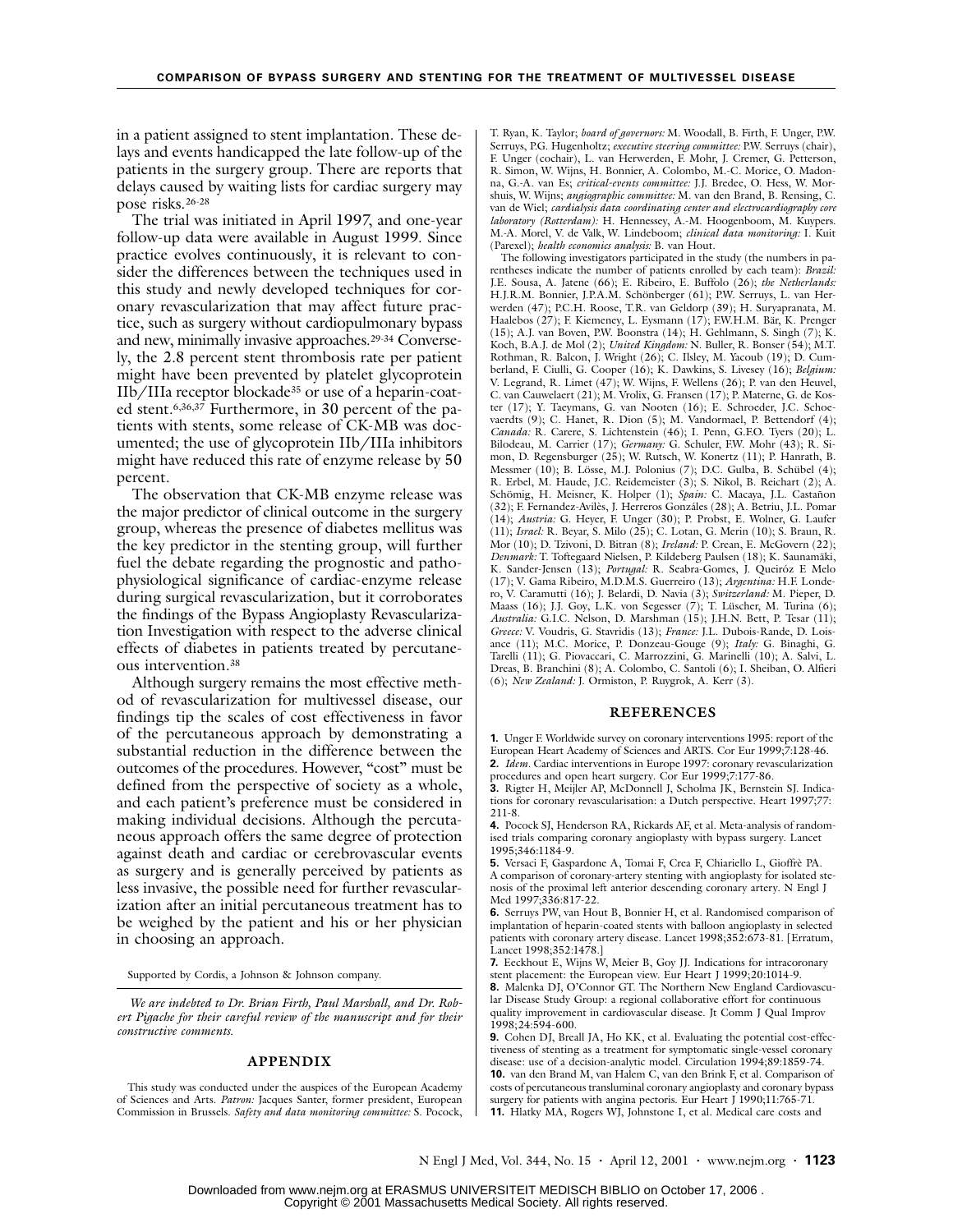in a patient assigned to stent implantation. These delays and events handicapped the late follow-up of the patients in the surgery group. There are reports that delays caused by waiting lists for cardiac surgery may pose risks.[26-28]

The trial was initiated in April 1997, and one-year follow-up data were available in August 1999. Since practice evolves continuously, it is relevant to consider the differences between the techniques used in this study and newly developed techniques for coronary revascularization that may affect future practice, such as surgery without cardiopulmonary bypass and new, minimally invasive approaches.[29-34] Conversely, the 2.8 percent stent thrombosis rate per patient might have been prevented by platelet glycoprotein IIb/IIIa receptor blockade[35] or use of a heparin-coated stent.[6,36,37] Furthermore, in 30 percent of the patients with stents, some release of CK-MB was documented; the use of glycoprotein IIb/IIIa inhibitors might have reduced this rate of enzyme release by 50 percent.

The observation that CK-MB enzyme release was the major predictor of clinical outcome in the surgery group, whereas the presence of diabetes mellitus was the key predictor in the stenting group, will further fuel the debate regarding the prognostic and pathophysiological significance of cardiac-enzyme release during surgical revascularization, but it corroborates the findings of the Bypass Angioplasty Revascularization Investigation with respect to the adverse clinical effects of diabetes in patients treated by percutaneous intervention.[38]

Although surgery remains the most effective method of revascularization for multivessel disease, our findings tip the scales of cost effectiveness in favor of the percutaneous approach by demonstrating a substantial reduction in the difference between the outcomes of the procedures. However, "cost" must be defined from the perspective of society as a whole, and each patient's preference must be considered in making individual decisions. Although the percutaneous approach offers the same degree of protection against death and cardiac or cerebrovascular events as surgery and is generally perceived by patients as less invasive, the possible need for further revascularization after an initial percutaneous treatment has to be weighed by the patient and his or her physician in choosing an approach.

Supported by Cordis, a Johnson & Johnson company.

*We are indebted to Dr. Brian Firth, Paul Marshall, and Dr. Robert Pigache for their careful review of the manuscript and for their constructive comments.*

## APPENDIX

This study was conducted under the auspices of the European Academy of Sciences and Arts. *Patron:* Jacques Santer, former president, European Commission in Brussels. *Safety and data monitoring committee:* S. Pocock, T. Ryan, K. Taylor; *board of governors:* M. Woodall, B. Firth, F. Unger, P.W. Serruys, P.G. Hugenholtz; *executive steering committee:* P.W. Serruys (chair), F. Unger (cochair), L. van Herwerden, F. Mohr, J. Cremer, G. Petterson, R. Simon, W. Wijns, H. Bonnier, A. Colombo, M.-C. Morice, O. Madonna, G.-A. van Es; *critical-events committee:* J.J. Bredee, O. Hess, W. Morshuis, W. Wijns; *angiographic committee:* M. van den Brand, B. Rensing, C. van de Wiel; *cardialysis data coordinating center and electrocardiography core laboratory (Rotterdam):* H. Hennessey, A.-M. Hoogenboom, M. Kuypers. M.-A. Morel, V. de Valk, W. Lindeboom; *clinical data monitoring:* I. Kuit (Parexel); *health economics analysis:* B. van Hout.

The following investigators participated in the study (the numbers in parentheses indicate the number of patients enrolled by each team): *Brazil:* J.E. Sousa, A. Jatene (66); E. Ribeiro, E. Buffolo (26); *the Netherlands:* H.J.R.M. Bonnier, J.P.A.M. Schönberger (61); P.W. Serruys, L. van Herwerden (47); P.C.H. Roose, T.R. van Geldorp (39); H. Suryapranata, M. Haalebos (27); F. Kiemeney, L. Eysmann (17); F.W.H.M. Bär, K. Prenger (15); A.J. van Boven, P.W. Boonstra (14); H. Gehlmann, S. Singh (7); K. Koch, B.A.J. de Mol (2); *United Kingdom:* N. Buller, R. Bonser (54); M.T. Rothman, R. Balcon, J. Wright (26); C. Ilsley, M. Yacoub (19); D. Cumberland, F. Ciulli, G. Cooper (16); K. Dawkins, S. Livesey (16); *Belgium:* V. Legrand, R. Limet (47); W. Wijns, F. Wellens (26); P. van den Heuvel, C. van Cauwelaert (21); M. Vrolix, G. Fransen (17); P. Materne, G. de Koster (17); Y. Taeymans, G. van Nooten (16); E. Schroeder, J.C. Schoevaerdts (9); C. Hanet, R. Dion (5); M. Vandormael, P. Bettendorf (4); *Canada:* R. Carere, S. Lichtenstein (46); I. Penn, G.F.O. Tyers (20); L. Bilodeau, M. Carrier (17); *Germany:* G. Schuler, F.W. Mohr (43); R. Simon, D. Regensburger (25); W. Rutsch, W. Konertz (11); P. Hanrath, B. Messmer (10); B. Lösse, M.J. Polonius (7); D.C. Gulba, B. Schübel (4); R. Erbel, M. Haude, J.C. Reidemeister (3); S. Nikol, B. Reichart (2); A. Schömig, H. Meisner, K. Holper (1); *Spain:* C. Macaya, J.L. Castañon (32); F. Fernandez-Avilès, J. Herreros Gonzáles (28); A. Betriu, J.L. Pomar (14); *Austria:* G. Heyer, F. Unger (30); P. Probst, E. Wolner, G. Laufer (11); *Israel:* R. Beyar, S. Milo (25); C. Lotan, G. Merin (10); S. Braun, R. Mor (10); D. Tzivoni, D. Bitran (8); *Ireland:* P. Crean, E. McGovern (22); *Denmark:* T. Toftegaard Nielsen, P. Kildeberg Paulsen (18); K. Saunamäki, K. Sander-Jensen (13); *Portugal:* R. Seabra-Gomes, J. Queiróz E Melo (17); V. Gama Ribeiro, M.D.M.S. Guerreiro (13); *Argentina:* H.F. Londero, V. Caramutti (16); J. Belardi, D. Navia (3); *Switzerland:* M. Pieper, D. Maass (16); J.J. Goy, L.K. von Segesser (7); T. Lüscher, M. Turina (6); *Australia:* G.I.C. Nelson, D. Marshman (15); J.H.N. Bett, P. Tesar (11); *Greece:* V. Voudris, G. Stavridis (13); *France:* J.L. Dubois-Rande, D. Loisance (11); M.C. Morice, P. Donzeau-Gouge (9); *Italy:* G. Binaghi, G. Tarelli (11); G. Piovaccari, C. Marrozzini, G. Marinelli (10); A. Salvi, L. Dreas, B. Branchini (8); A. Colombo, C. Santoli (6); I. Sheiban, O. Alfieri (6); *New Zealand:* J. Ormiston, P. Ruygrok, A. Kerr (3).

## REFERENCES

**1.** Unger F. Worldwide survey on coronary interventions 1995: report of the European Heart Academy of Sciences and ARTS. Cor Eur 1999;7:128-46.

**2.** *Idem*. Cardiac interventions in Europe 1997: coronary revascularization procedures and open heart surgery. Cor Eur 1999;7:177-86.

**3.** Rigter H, Meijler AP, McDonnell J, Scholma JK, Bernstein SJ. Indications for coronary revascularisation: a Dutch perspective. Heart 1997;77:211-8.

**4.** Pocock SJ, Henderson RA, Rickards AF, et al. Meta-analysis of randomised trials comparing coronary angioplasty with bypass surgery. Lancet 1995;346:1184-9.

**5.** Versaci F, Gaspardone A, Tomai F, Crea F, Chiariello L, Gioffrè PA. A comparison of coronary-artery stenting with angioplasty for isolated stenosis of the proximal left anterior descending coronary artery. N Engl J Med 1997;336:817-22.

**6.** Serruys PW, van Hout B, Bonnier H, et al. Randomised comparison of implantation of heparin-coated stents with balloon angioplasty in selected patients with coronary artery disease. Lancet 1998;352:673-81. [Erratum, Lancet 1998;352:1478.]

**7.** Eeckhout E, Wijns W, Meier B, Goy JJ. Indications for intracoronary stent placement: the European view. Eur Heart J 1999;20:1014-9.

**8.** Malenka DJ, O'Connor GT. The Northern New England Cardiovascular Disease Study Group: a regional collaborative effort for continuous quality improvement in cardiovascular disease. Jt Comm J Qual Improv 1998;24:594-600.

**9.** Cohen DJ, Breall JA, Ho KK, et al. Evaluating the potential cost-effectiveness of stenting as a treatment for symptomatic single-vessel coronary disease: use of a decision-analytic model. Circulation 1994;89:1859-74.

**10.** van den Brand M, van Halem C, van den Brink F, et al. Comparison of costs of percutaneous transluminal coronary angioplasty and coronary bypass surgery for patients with angina pectoris. Eur Heart J 1990;11:765-71.

**11.** Hlatky MA, Rogers WJ, Johnstone I, et al. Medical care costs and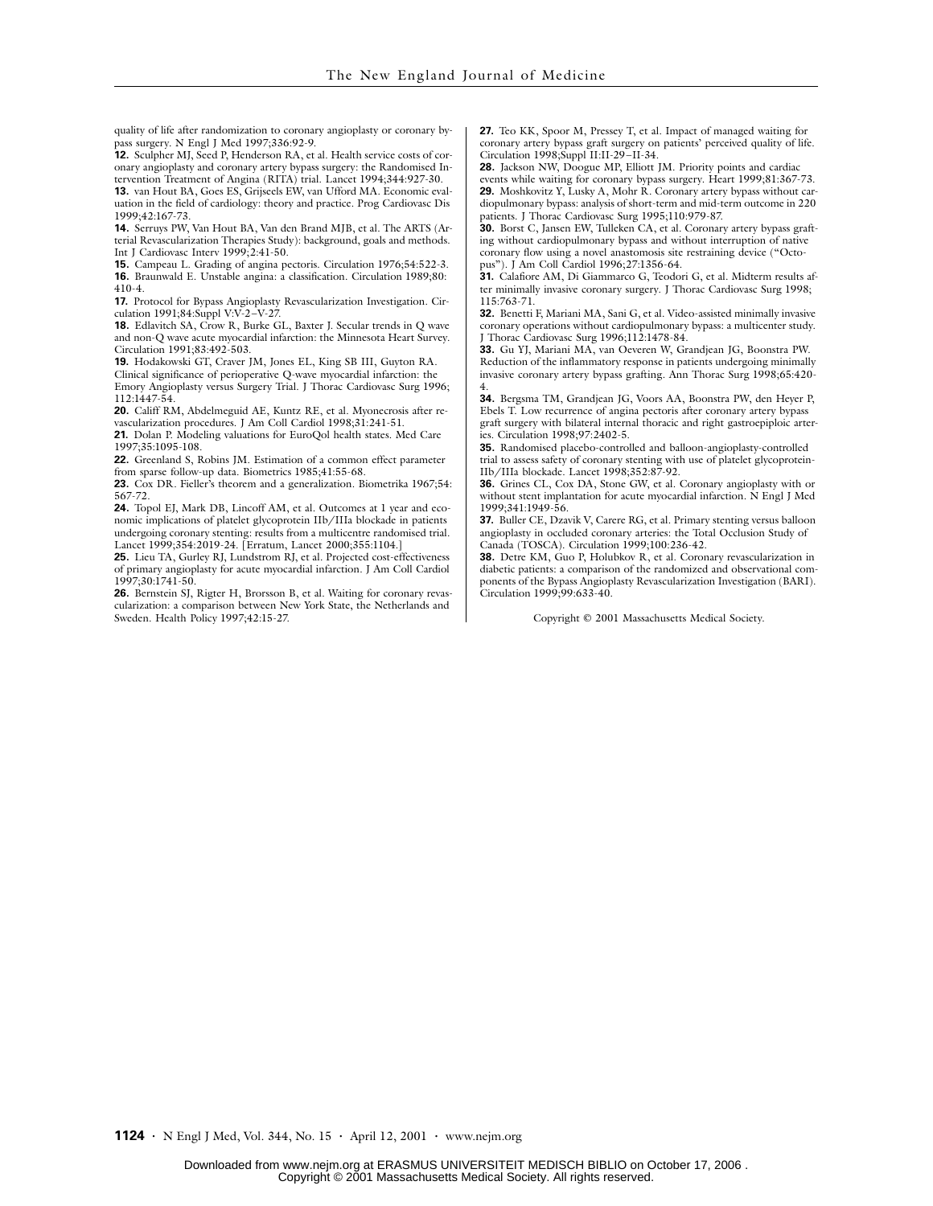quality of life after randomization to coronary angioplasty or coronary bypass surgery. N Engl J Med 1997;336:92-9.

**12.** Sculpher MJ, Seed P, Henderson RA, et al. Health service costs of coronary angioplasty and coronary artery bypass surgery: the Randomised Intervention Treatment of Angina (RITA) trial. Lancet 1994;344:927-30.

**13.** van Hout BA, Goes ES, Grijseels EW, van Ufford MA. Economic evaluation in the field of cardiology: theory and practice. Prog Cardiovasc Dis 1999;42:167-73.

**14.** Serruys PW, Van Hout BA, Van den Brand MJB, et al. The ARTS (Arterial Revascularization Therapies Study): background, goals and methods. Int J Cardiovasc Interv 1999;2:41-50.

**15.** Campeau L. Grading of angina pectoris. Circulation 1976;54:522-3.

**16.** Braunwald E. Unstable angina: a classification. Circulation 1989;80:410-4.

**17.** Protocol for Bypass Angioplasty Revascularization Investigation. Circulation 1991;84:Suppl V:V-2–V-27.

**18.** Edlavitch SA, Crow R, Burke GL, Baxter J. Secular trends in Q wave and non-Q wave acute myocardial infarction: the Minnesota Heart Survey. Circulation 1991;83:492-503.

**19.** Hodakowski GT, Craver JM, Jones EL, King SB III, Guyton RA. Clinical significance of perioperative Q-wave myocardial infarction: the Emory Angioplasty versus Surgery Trial. J Thorac Cardiovasc Surg 1996;112:1447-54.

**20.** Califf RM, Abdelmeguid AE, Kuntz RE, et al. Myonecrosis after revascularization procedures. J Am Coll Cardiol 1998;31:241-51.

**21.** Dolan P. Modeling valuations for EuroQol health states. Med Care 1997;35:1095-108.

**22.** Greenland S, Robins JM. Estimation of a common effect parameter from sparse follow-up data. Biometrics 1985;41:55-68.

**23.** Cox DR. Fieller's theorem and a generalization. Biometrika 1967;54:567-72.

**24.** Topol EJ, Mark DB, Lincoff AM, et al. Outcomes at 1 year and economic implications of platelet glycoprotein IIb/IIIa blockade in patients undergoing coronary stenting: results from a multicentre randomised trial. Lancet 1999;354:2019-24. [Erratum, Lancet 2000;355:1104.]

**25.** Lieu TA, Gurley RJ, Lundstrom RJ, et al. Projected cost-effectiveness of primary angioplasty for acute myocardial infarction. J Am Coll Cardiol 1997;30:1741-50.

**26.** Bernstein SJ, Rigter H, Brorsson B, et al. Waiting for coronary revascularization: a comparison between New York State, the Netherlands and Sweden. Health Policy 1997;42:15-27.

**27.** Teo KK, Spoor M, Pressey T, et al. Impact of managed waiting for coronary artery bypass graft surgery on patients' perceived quality of life. Circulation 1998;Suppl II:II-29–II-34.

**28.** Jackson NW, Doogue MP, Elliott JM. Priority points and cardiac events while waiting for coronary bypass surgery. Heart 1999;81:367-73.

**29.** Moshkovitz Y, Lusky A, Mohr R. Coronary artery bypass without cardiopulmonary bypass: analysis of short-term and mid-term outcome in 220 patients. J Thorac Cardiovasc Surg 1995;110:979-87.

**30.** Borst C, Jansen EW, Tulleken CA, et al. Coronary artery bypass grafting without cardiopulmonary bypass and without interruption of native coronary flow using a novel anastomosis site restraining device ("Octopus"). J Am Coll Cardiol 1996;27:1356-64.

**31.** Calafiore AM, Di Giammarco G, Teodori G, et al. Midterm results after minimally invasive coronary surgery. J Thorac Cardiovasc Surg 1998;115:763-71.

**32.** Benetti F, Mariani MA, Sani G, et al. Video-assisted minimally invasive coronary operations without cardiopulmonary bypass: a multicenter study. J Thorac Cardiovasc Surg 1996;112:1478-84.

**33.** Gu YJ, Mariani MA, van Oeveren W, Grandjean JG, Boonstra PW. Reduction of the inflammatory response in patients undergoing minimally invasive coronary artery bypass grafting. Ann Thorac Surg 1998;65:420-4.

**34.** Bergsma TM, Grandjean JG, Voors AA, Boonstra PW, den Heyer P, Ebels T. Low recurrence of angina pectoris after coronary artery bypass graft surgery with bilateral internal thoracic and right gastroepiploic arteries. Circulation 1998;97:2402-5.

**35.** Randomised placebo-controlled and balloon-angioplasty-controlled trial to assess safety of coronary stenting with use of platelet glycoprotein-IIb/IIIa blockade. Lancet 1998;352:87-92.

**36.** Grines CL, Cox DA, Stone GW, et al. Coronary angioplasty with or without stent implantation for acute myocardial infarction. N Engl J Med 1999;341:1949-56.

**37.** Buller CE, Dzavik V, Carere RG, et al. Primary stenting versus balloon angioplasty in occluded coronary arteries: the Total Occlusion Study of Canada (TOSCA). Circulation 1999;100:236-42.

**38.** Detre KM, Guo P, Holubkov R, et al. Coronary revascularization in diabetic patients: a comparison of the randomized and observational components of the Bypass Angioplasty Revascularization Investigation (BARI). Circulation 1999;99:633-40.

Copyright © 2001 Massachusetts Medical Society.